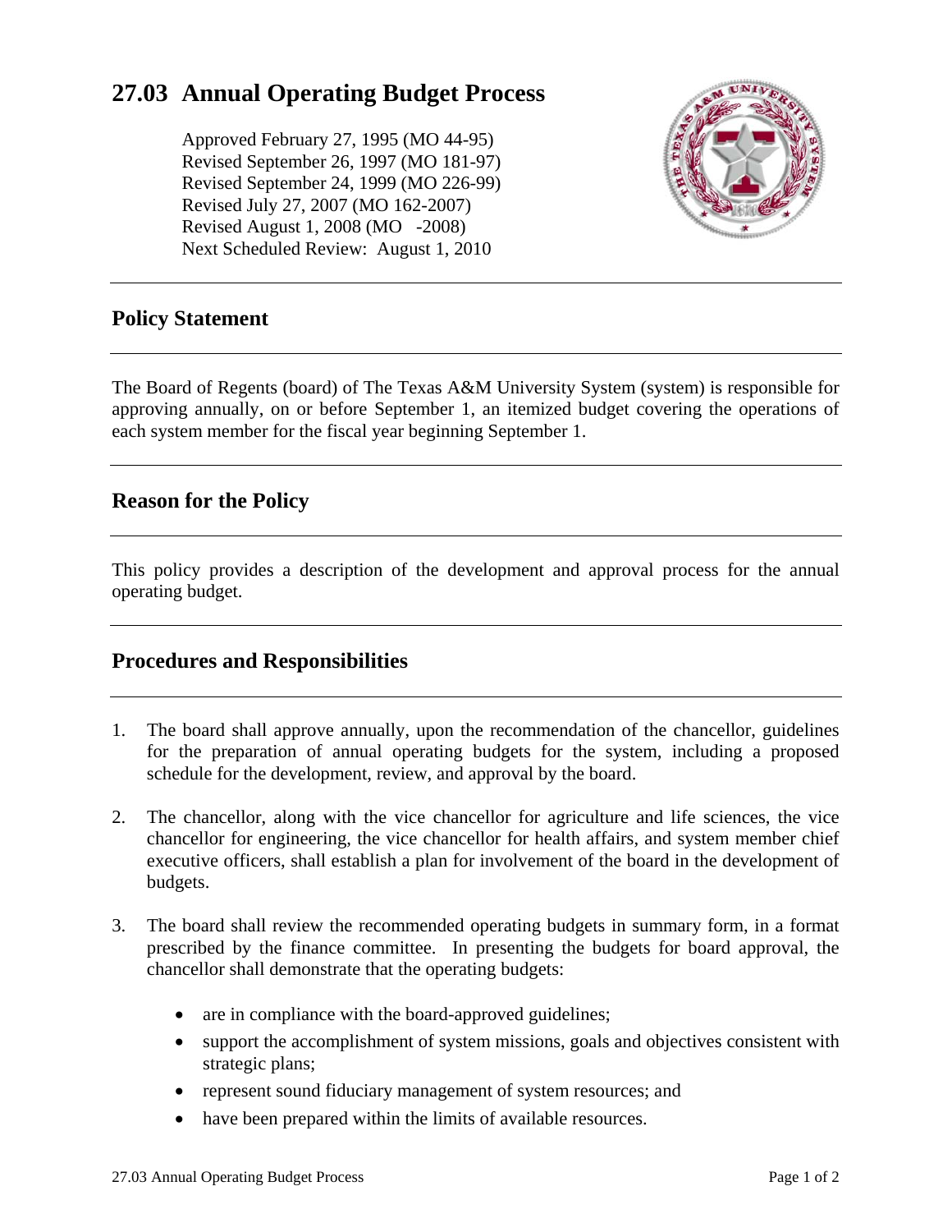# 27.03 Annual Operating Budget Process

Approved February 27, 1995 (MO 44-95)
Revised September 26, 1997 (MO 181-97)
Revised September 24, 1999 (MO 226-99)
Revised July 27, 2007 (MO 162-2007)
Revised August 1, 2008 (MO -2008)
Next Scheduled Review: August 1, 2010

## Policy Statement

The Board of Regents (board) of The Texas A&M University System (system) is responsible for approving annually, on or before September 1, an itemized budget covering the operations of each system member for the fiscal year beginning September 1.

## Reason for the Policy

This policy provides a description of the development and approval process for the annual operating budget.

## Procedures and Responsibilities

1. The board shall approve annually, upon the recommendation of the chancellor, guidelines for the preparation of annual operating budgets for the system, including a proposed schedule for the development, review, and approval by the board.

2. The chancellor, along with the vice chancellor for agriculture and life sciences, the vice chancellor for engineering, the vice chancellor for health affairs, and system member chief executive officers, shall establish a plan for involvement of the board in the development of budgets.

3. The board shall review the recommended operating budgets in summary form, in a format prescribed by the finance committee. In presenting the budgets for board approval, the chancellor shall demonstrate that the operating budgets:

   - are in compliance with the board-approved guidelines;
   - support the accomplishment of system missions, goals and objectives consistent with strategic plans;
   - represent sound fiduciary management of system resources; and
   - have been prepared within the limits of available resources.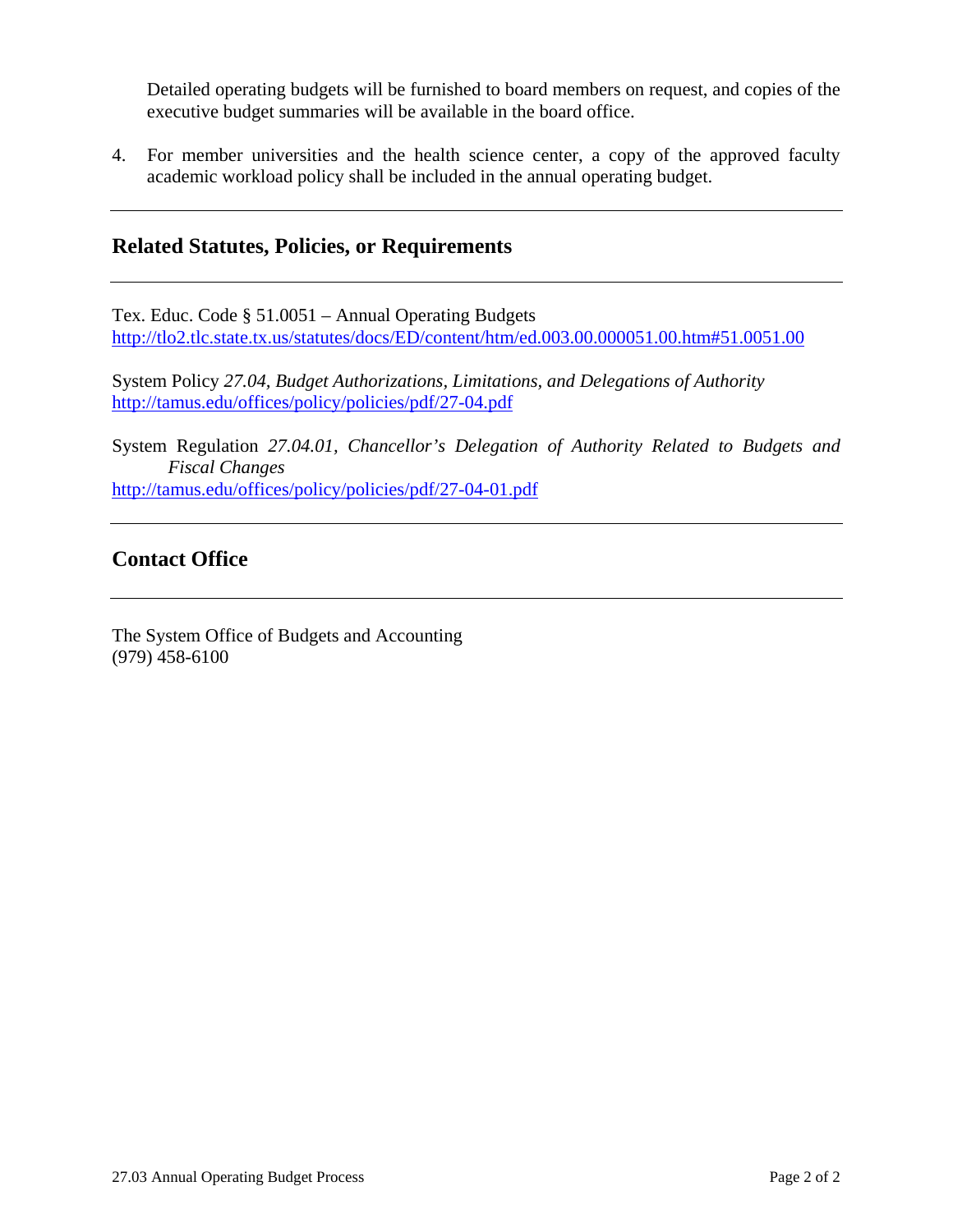Detailed operating budgets will be furnished to board members on request, and copies of the executive budget summaries will be available in the board office.

4. For member universities and the health science center, a copy of the approved faculty academic workload policy shall be included in the annual operating budget.

---

## Related Statutes, Policies, or Requirements

---

Tex. Educ. Code § 51.0051 – Annual Operating Budgets
http://tlo2.tlc.state.tx.us/statutes/docs/ED/content/htm/ed.003.00.000051.00.htm#51.0051.00

System Policy *27.04, Budget Authorizations, Limitations, and Delegations of Authority*
http://tamus.edu/offices/policy/policies/pdf/27-04.pdf

System Regulation *27.04.01, Chancellor's Delegation of Authority Related to Budgets and Fiscal Changes*
http://tamus.edu/offices/policy/policies/pdf/27-04-01.pdf

---

## Contact Office

---

The System Office of Budgets and Accounting
(979) 458-6100